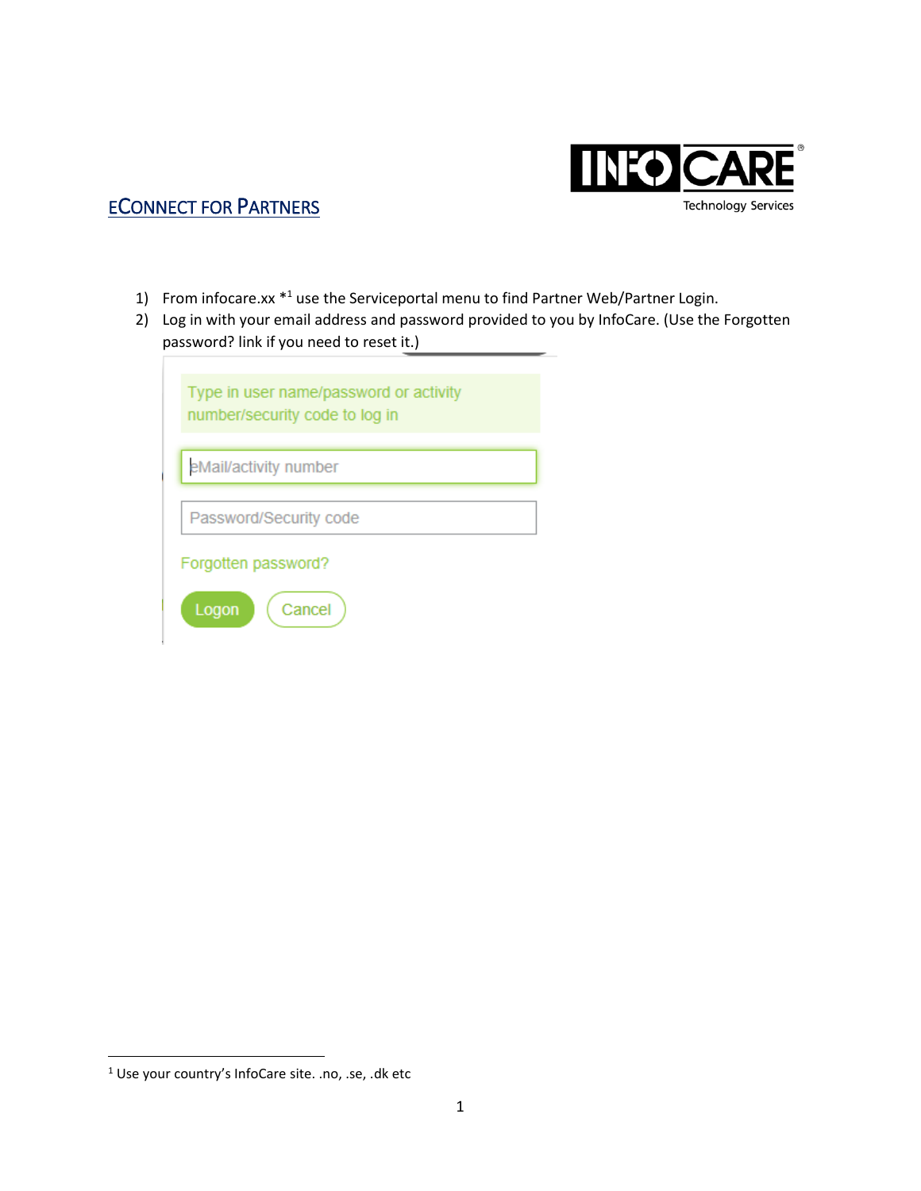## ECONNECT FOR PARTNERS

1) From infocare.xx *[1] use the Serviceportal menu to find Partner Web/Partner Login.
2) Log in with your email address and password provided to you by InfoCare. (Use the Forgotten password? link if you need to reset it.)

Type in user name/password or activity number/security code to log in

eMail/activity number

Password/Security code

Forgotten password?

Logon  Cancel

---

[1] Use your country's InfoCare site. .no, .se, .dk etc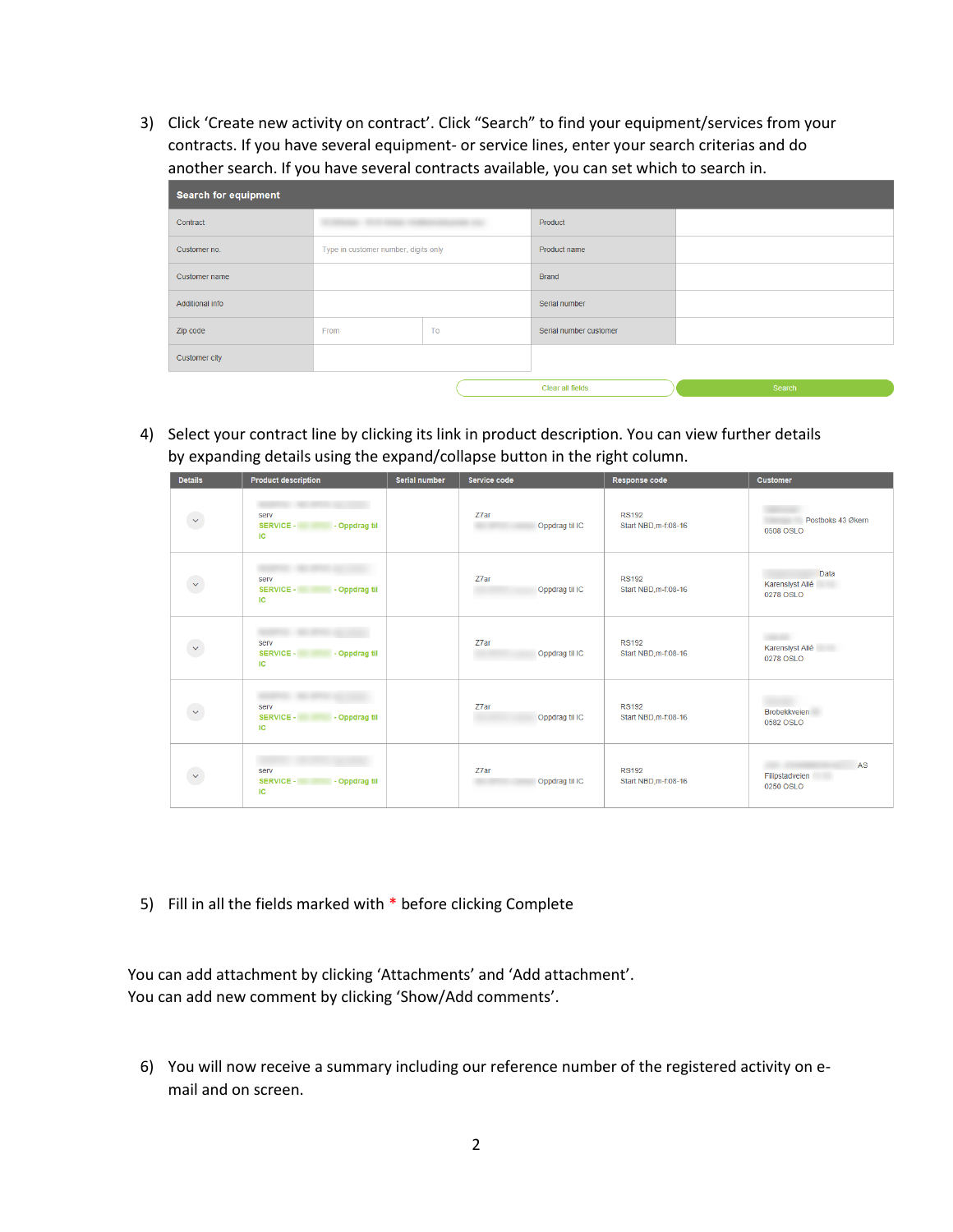3) Click 'Create new activity on contract'. Click "Search" to find your equipment/services from your contracts. If you have several equipment- or service lines, enter your search criterias and do another search. If you have several contracts available, you can set which to search in.

| Search for equipment | | | | |
|---|---|---|---|---|
| Contract | | | Product | |
| Customer no. | Type in customer number, digits only | | Product name | |
| Customer name | | | Brand | |
| Additional info | | | Serial number | |
| Zip code | From | To | Serial number customer | |
| Customer city | | | | |

Clear all fields | Search

4) Select your contract line by clicking its link in product description. You can view further details by expanding details using the expand/collapse button in the right column.

| Details | Product description | Serial number | Service code | Response code | Customer |
|---|---|---|---|---|---|
| ⌄ | serv SERVICE - - Oppdrag til IC | | Z7ar Oppdrag til IC | RS192 Start NBD,m-f:08-16 | Postboks 43 Økern 0508 OSLO |
| ⌄ | serv SERVICE - - Oppdrag til IC | | Z7ar Oppdrag til IC | RS192 Start NBD,m-f:08-16 | Data Karenslyst Allé 0278 OSLO |
| ⌄ | serv SERVICE - - Oppdrag til IC | | Z7ar Oppdrag til IC | RS192 Start NBD,m-f:08-16 | Karenslyst Allé 0278 OSLO |
| ⌄ | serv SERVICE - - Oppdrag til IC | | Z7ar Oppdrag til IC | RS192 Start NBD,m-f:08-16 | Brobekkveien 0582 OSLO |
| ⌄ | serv SERVICE - - Oppdrag til IC | | Z7ar Oppdrag til IC | RS192 Start NBD,m-f:08-16 | AS Filipstadveien 0250 OSLO |

5) Fill in all the fields marked with * before clicking Complete

You can add attachment by clicking 'Attachments' and 'Add attachment'.
You can add new comment by clicking 'Show/Add comments'.

6) You will now receive a summary including our reference number of the registered activity on e-mail and on screen.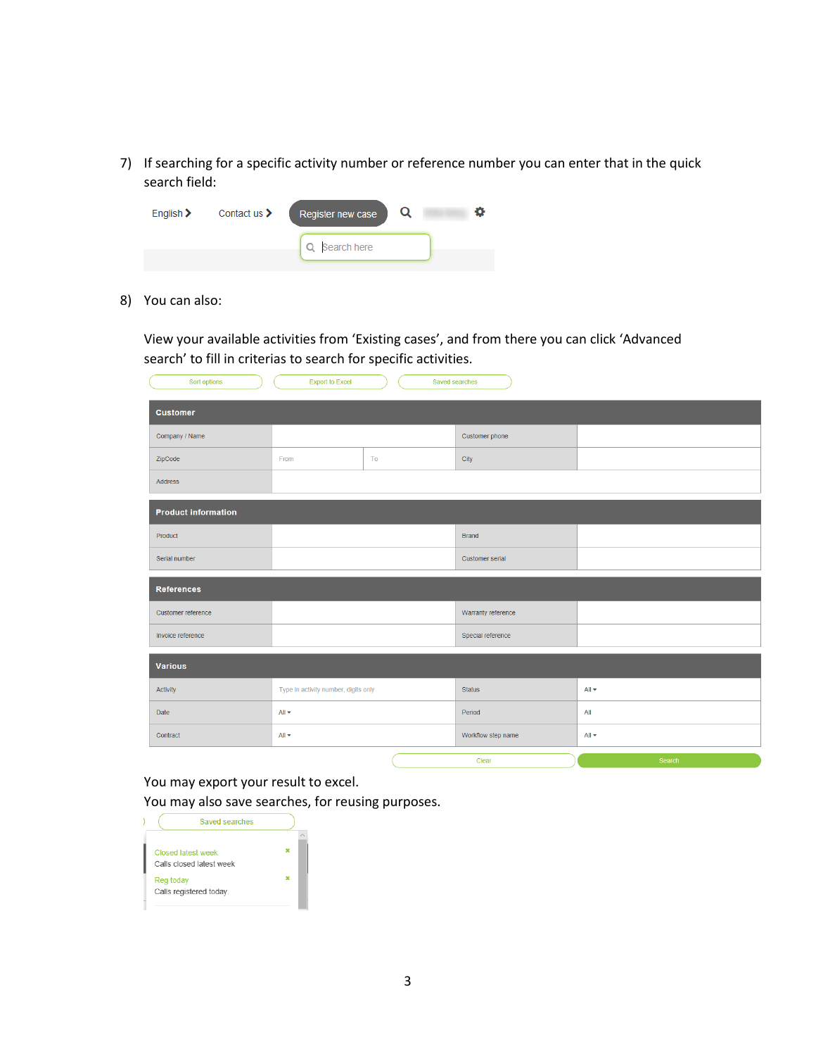7) If searching for a specific activity number or reference number you can enter that in the quick search field:

English > Contact us > Register new case

Search here

8) You can also:

View your available activities from 'Existing cases', and from there you can click 'Advanced search' to fill in criterias to search for specific activities.

Sort options | Export to Excel | Saved searches

| Customer | | | | |
|---|---|---|---|---|
| Company / Name | | | Customer phone | |
| ZipCode | From | To | City | |
| Address | | | | |

| Product information | | | |
|---|---|---|---|
| Product | | Brand | |
| Serial number | | Customer serial | |

| References | | | |
|---|---|---|---|
| Customer reference | | Warranty reference | |
| Invoice reference | | Special reference | |

| Various | | | |
|---|---|---|---|
| Activity | Type in activity number, digits only | Status | All |
| Date | All | Period | All |
| Contract | All | Workflow step name | All |

Clear | Search

You may export your result to excel.
You may also save searches, for reusing purposes.

Saved searches

Closed latest week
Calls closed latest week

Reg today
Calls registered today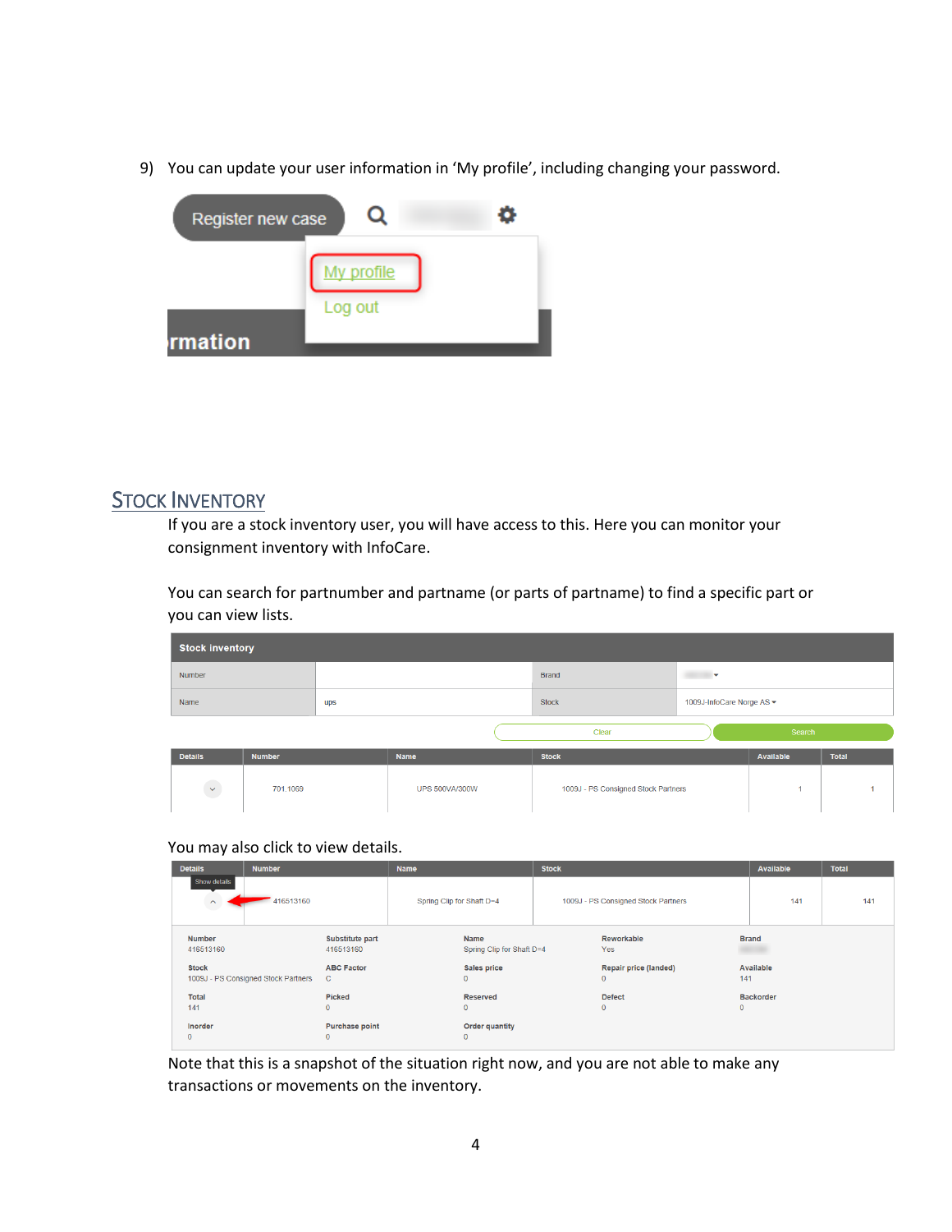9) You can update your user information in 'My profile', including changing your password.

## Stock Inventory

If you are a stock inventory user, you will have access to this. Here you can monitor your consignment inventory with InfoCare.

You can search for partnumber and partname (or parts of partname) to find a specific part or you can view lists.

You may also click to view details.

Note that this is a snapshot of the situation right now, and you are not able to make any transactions or movements on the inventory.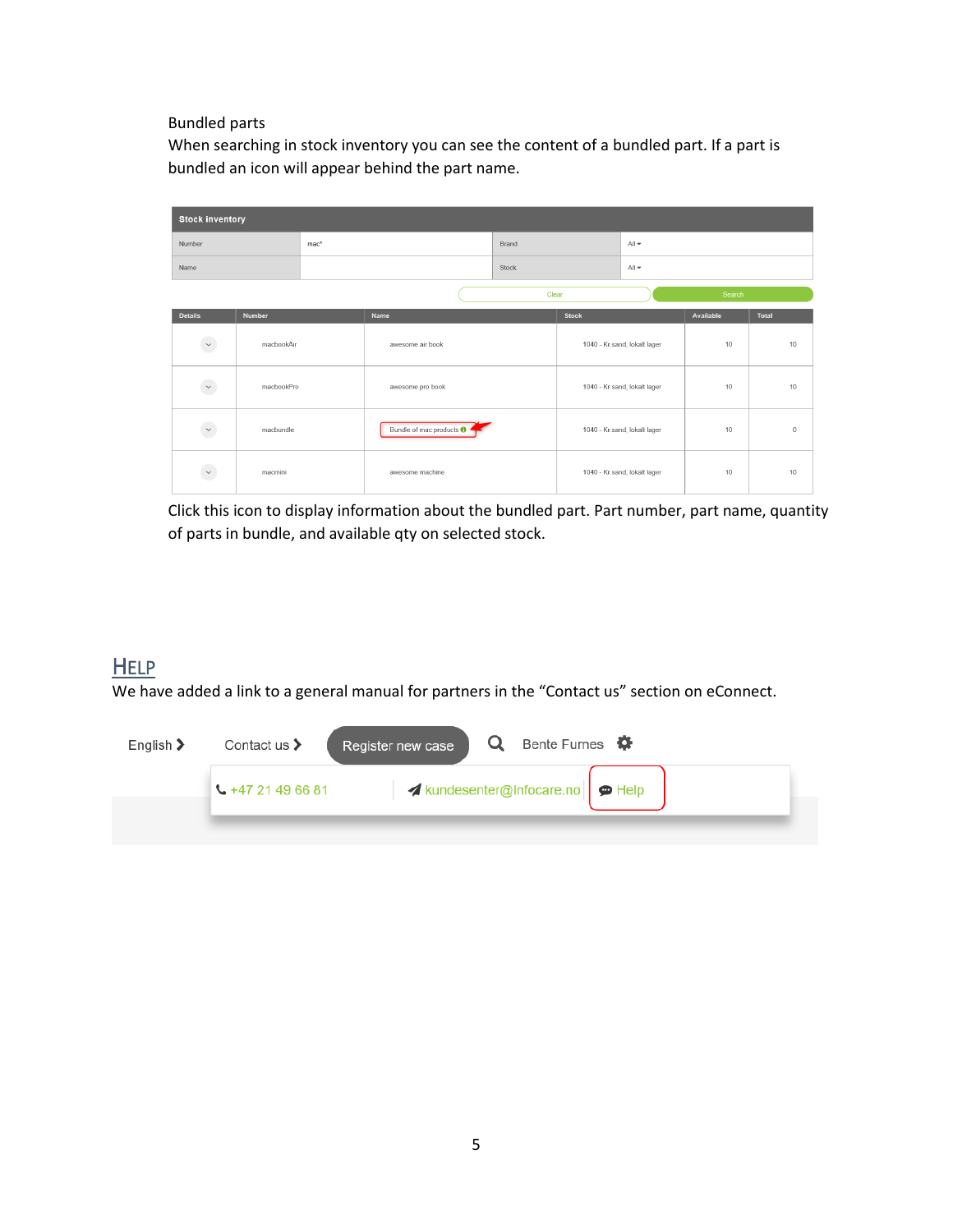Bundled parts

When searching in stock inventory you can see the content of a bundled part. If a part is bundled an icon will appear behind the part name.

**Stock inventory**

| Details | Number | Name | Stock | Available | Total |
|---|---|---|---|---|---|
| | macbookAir | awesome air book | 1040 - Kr.sand, lokalt lager | 10 | 10 |
| | macbookPro | awesome pro book | 1040 - Kr.sand, lokalt lager | 10 | 10 |
| | macbundle | Bundle of mac products | 1040 - Kr.sand, lokalt lager | 10 | 0 |
| | macmini | awesome machine | 1040 - Kr.sand, lokalt lager | 10 | 10 |

Click this icon to display information about the bundled part. Part number, part name, quantity of parts in bundle, and available qty on selected stock.

## Help

We have added a link to a general manual for partners in the "Contact us" section on eConnect.

English › Contact us › Register new case Bente Furnes

+47 21 49 66 81 kundesenter@infocare.no Help